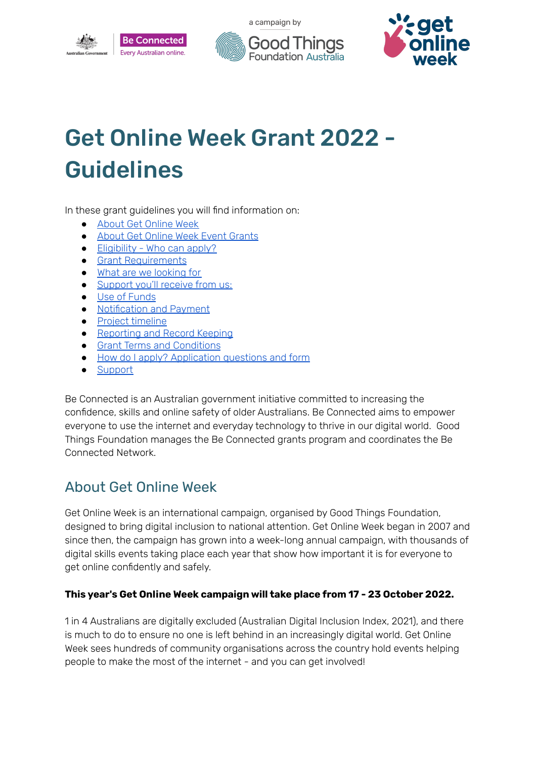# Get Online Week Grant 2022 - Guidelines

In these grant guidelines you will find information on:

- About Get Online Week
- About Get Online Week Event Grants
- Eligibility - Who can apply?
- Grant Requirements
- What are we looking for
- Support you'll receive from us:
- Use of Funds
- Notification and Payment
- Project timeline
- Reporting and Record Keeping
- Grant Terms and Conditions
- How do I apply? Application questions and form
- Support

Be Connected is an Australian government initiative committed to increasing the confidence, skills and online safety of older Australians. Be Connected aims to empower everyone to use the internet and everyday technology to thrive in our digital world. Good Things Foundation manages the Be Connected grants program and coordinates the Be Connected Network.

## About Get Online Week

Get Online Week is an international campaign, organised by Good Things Foundation, designed to bring digital inclusion to national attention. Get Online Week began in 2007 and since then, the campaign has grown into a week-long annual campaign, with thousands of digital skills events taking place each year that show how important it is for everyone to get online confidently and safely.

**This year's Get Online Week campaign will take place from 17 - 23 October 2022.**

1 in 4 Australians are digitally excluded (Australian Digital Inclusion Index, 2021), and there is much to do to ensure no one is left behind in an increasingly digital world. Get Online Week sees hundreds of community organisations across the country hold events helping people to make the most of the internet - and you can get involved!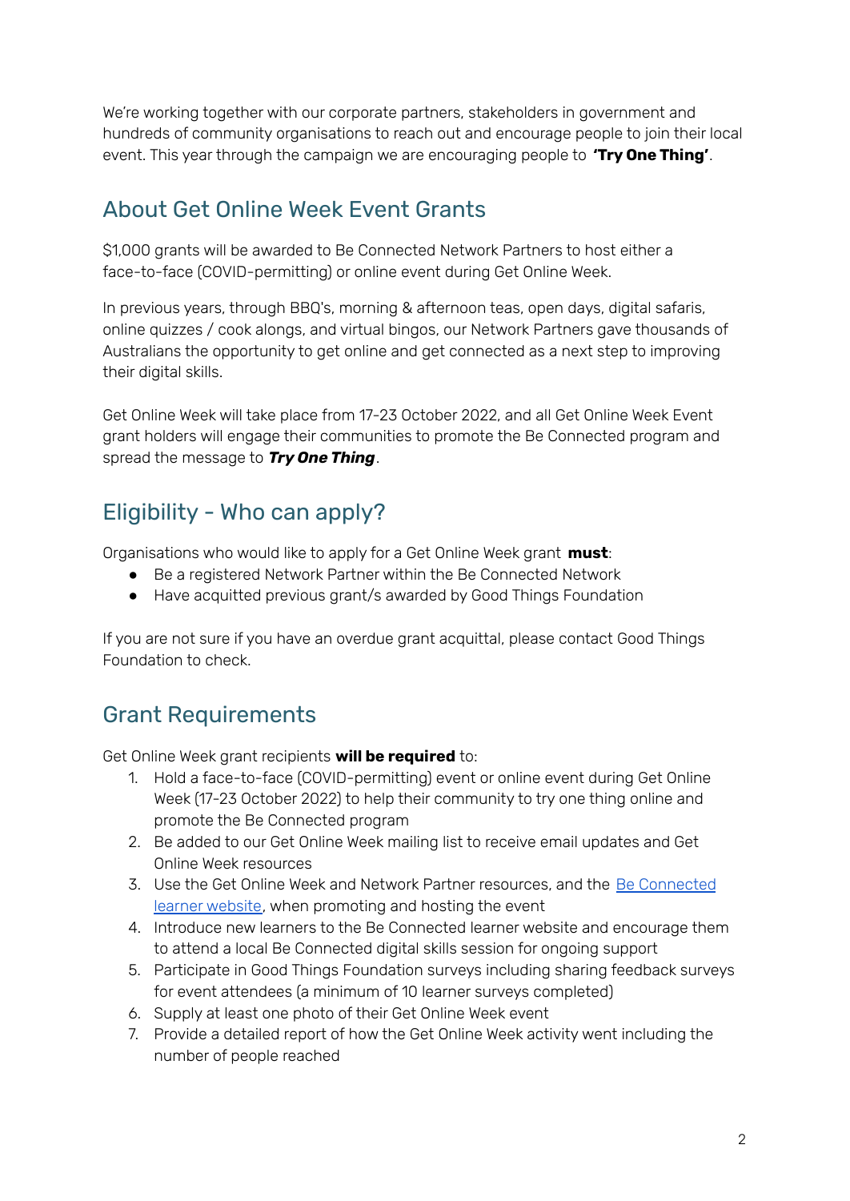We're working together with our corporate partners, stakeholders in government and hundreds of community organisations to reach out and encourage people to join their local event. This year through the campaign we are encouraging people to **'Try One Thing'**.

## About Get Online Week Event Grants

$1,000 grants will be awarded to Be Connected Network Partners to host either a face-to-face (COVID-permitting) or online event during Get Online Week.

In previous years, through BBQ's, morning & afternoon teas, open days, digital safaris, online quizzes / cook alongs, and virtual bingos, our Network Partners gave thousands of Australians the opportunity to get online and get connected as a next step to improving their digital skills.

Get Online Week will take place from 17-23 October 2022, and all Get Online Week Event grant holders will engage their communities to promote the Be Connected program and spread the message to ***Try One Thing***.

## Eligibility - Who can apply?

Organisations who would like to apply for a Get Online Week grant **must**:

- Be a registered Network Partner within the Be Connected Network
- Have acquitted previous grant/s awarded by Good Things Foundation

If you are not sure if you have an overdue grant acquittal, please contact Good Things Foundation to check.

## Grant Requirements

Get Online Week grant recipients **will be required** to:

1. Hold a face-to-face (COVID-permitting) event or online event during Get Online Week (17-23 October 2022) to help their community to try one thing online and promote the Be Connected program
2. Be added to our Get Online Week mailing list to receive email updates and Get Online Week resources
3. Use the Get Online Week and Network Partner resources, and the Be Connected learner website, when promoting and hosting the event
4. Introduce new learners to the Be Connected learner website and encourage them to attend a local Be Connected digital skills session for ongoing support
5. Participate in Good Things Foundation surveys including sharing feedback surveys for event attendees (a minimum of 10 learner surveys completed)
6. Supply at least one photo of their Get Online Week event
7. Provide a detailed report of how the Get Online Week activity went including the number of people reached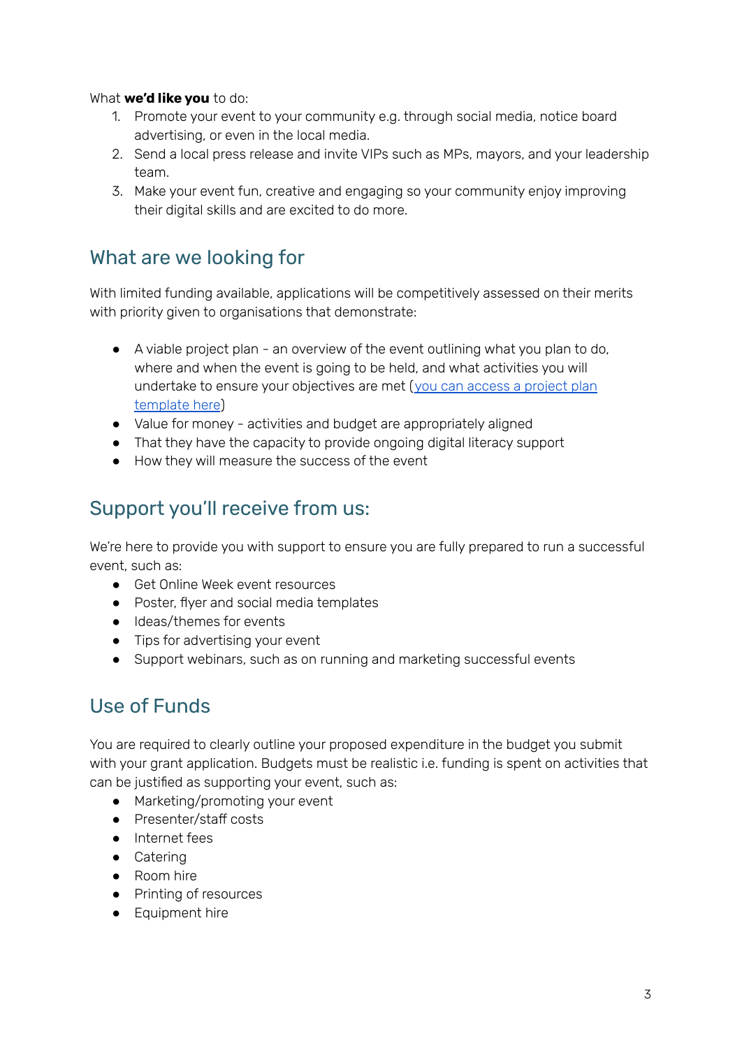What **we'd like you** to do:

1. Promote your event to your community e.g. through social media, notice board advertising, or even in the local media.
2. Send a local press release and invite VIPs such as MPs, mayors, and your leadership team.
3. Make your event fun, creative and engaging so your community enjoy improving their digital skills and are excited to do more.

## What are we looking for

With limited funding available, applications will be competitively assessed on their merits with priority given to organisations that demonstrate:

- A viable project plan - an overview of the event outlining what you plan to do, where and when the event is going to be held, and what activities you will undertake to ensure your objectives are met (you can access a project plan template here)
- Value for money - activities and budget are appropriately aligned
- That they have the capacity to provide ongoing digital literacy support
- How they will measure the success of the event

## Support you'll receive from us:

We're here to provide you with support to ensure you are fully prepared to run a successful event, such as:

- Get Online Week event resources
- Poster, flyer and social media templates
- Ideas/themes for events
- Tips for advertising your event
- Support webinars, such as on running and marketing successful events

## Use of Funds

You are required to clearly outline your proposed expenditure in the budget you submit with your grant application. Budgets must be realistic i.e. funding is spent on activities that can be justified as supporting your event, such as:

- Marketing/promoting your event
- Presenter/staff costs
- Internet fees
- Catering
- Room hire
- Printing of resources
- Equipment hire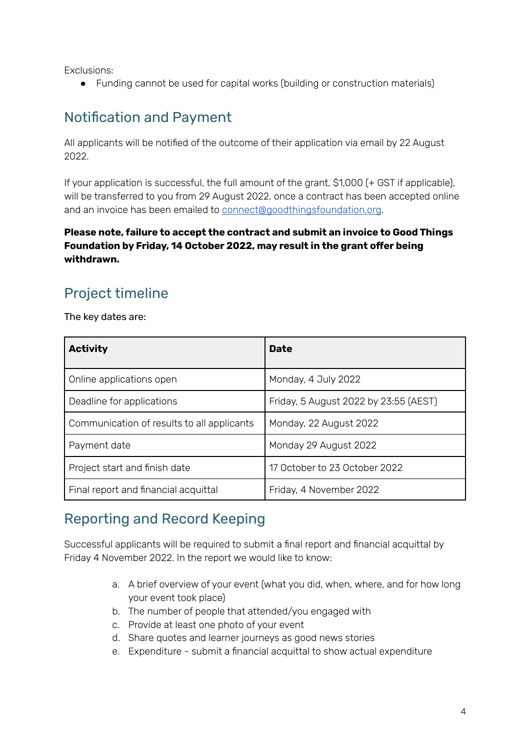Exclusions:

- Funding cannot be used for capital works (building or construction materials)

## Notification and Payment

All applicants will be notified of the outcome of their application via email by 22 August 2022.

If your application is successful, the full amount of the grant, $1,000 (+ GST if applicable), will be transferred to you from 29 August 2022, once a contract has been accepted online and an invoice has been emailed to connect@goodthingsfoundation.org.

**Please note, failure to accept the contract and submit an invoice to Good Things Foundation by Friday, 14 October 2022, may result in the grant offer being withdrawn.**

## Project timeline

The key dates are:

| Activity | Date |
|---|---|
| Online applications open | Monday, 4 July 2022 |
| Deadline for applications | Friday, 5 August 2022 by 23:55 (AEST) |
| Communication of results to all applicants | Monday, 22 August 2022 |
| Payment date | Monday 29 August 2022 |
| Project start and finish date | 17 October to 23 October 2022 |
| Final report and financial acquittal | Friday, 4 November 2022 |

## Reporting and Record Keeping

Successful applicants will be required to submit a final report and financial acquittal by Friday 4 November 2022. In the report we would like to know:

a. A brief overview of your event (what you did, when, where, and for how long your event took place)
b. The number of people that attended/you engaged with
c. Provide at least one photo of your event
d. Share quotes and learner journeys as good news stories
e. Expenditure - submit a financial acquittal to show actual expenditure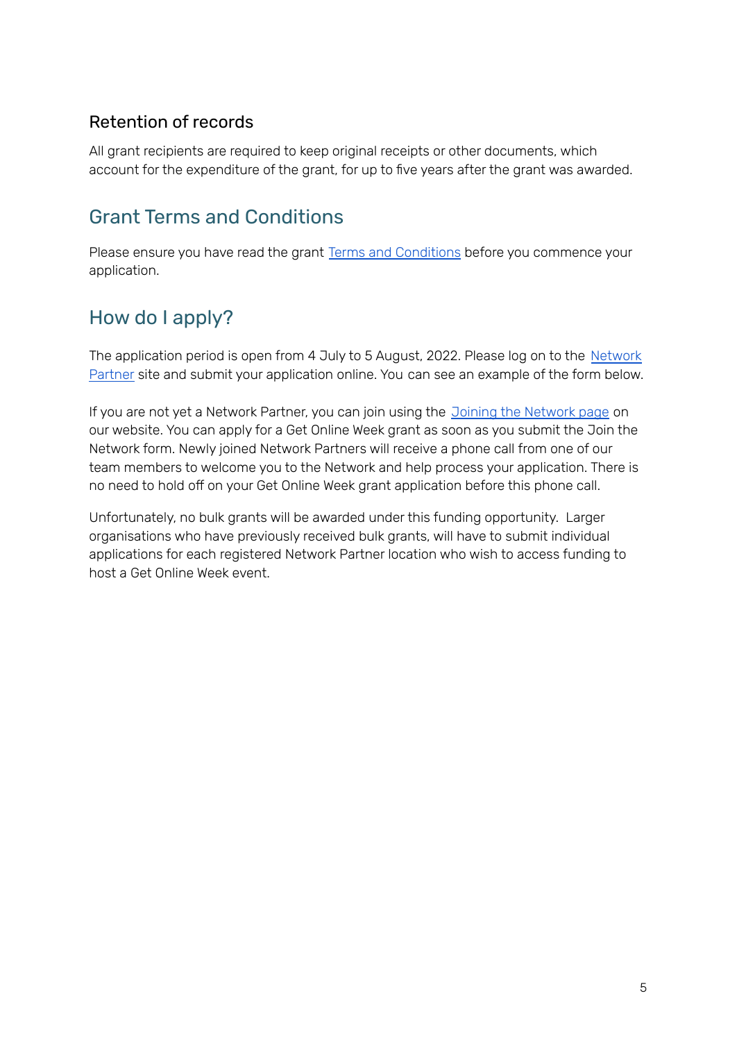### Retention of records

All grant recipients are required to keep original receipts or other documents, which account for the expenditure of the grant, for up to five years after the grant was awarded.

## Grant Terms and Conditions

Please ensure you have read the grant Terms and Conditions before you commence your application.

## How do I apply?

The application period is open from 4 July to 5 August, 2022. Please log on to the Network Partner site and submit your application online. You can see an example of the form below.

If you are not yet a Network Partner, you can join using the Joining the Network page on our website. You can apply for a Get Online Week grant as soon as you submit the Join the Network form. Newly joined Network Partners will receive a phone call from one of our team members to welcome you to the Network and help process your application. There is no need to hold off on your Get Online Week grant application before this phone call.

Unfortunately, no bulk grants will be awarded under this funding opportunity. Larger organisations who have previously received bulk grants, will have to submit individual applications for each registered Network Partner location who wish to access funding to host a Get Online Week event.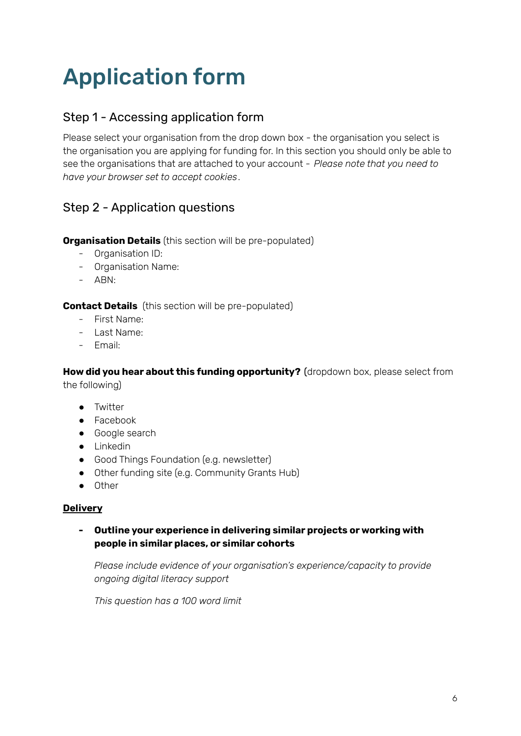# Application form

## Step 1 - Accessing application form

Please select your organisation from the drop down box - the organisation you select is the organisation you are applying for funding for. In this section you should only be able to see the organisations that are attached to your account - *Please note that you need to have your browser set to accept cookies*.

## Step 2 - Application questions

**Organisation Details** (this section will be pre-populated)

- Organisation ID:
- Organisation Name:
- ABN:

**Contact Details** (this section will be pre-populated)

- First Name:
- Last Name:
- Email:

**How did you hear about this funding opportunity?** (dropdown box, please select from the following)

- Twitter
- Facebook
- Google search
- Linkedin
- Good Things Foundation (e.g. newsletter)
- Other funding site (e.g. Community Grants Hub)
- Other

**<u>Delivery</u>**

- **Outline your experience in delivering similar projects or working with people in similar places, or similar cohorts**

  *Please include evidence of your organisation's experience/capacity to provide ongoing digital literacy support*

  *This question has a 100 word limit*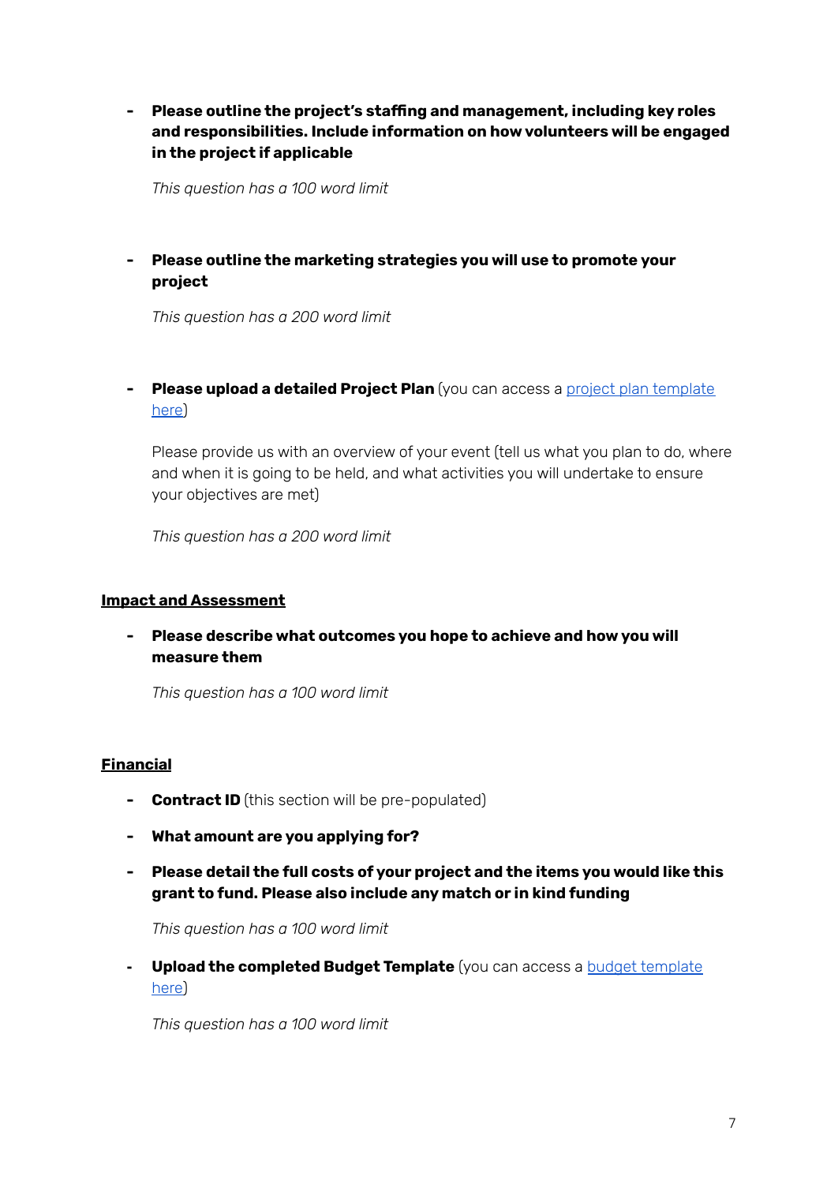- **Please outline the project's staffing and management, including key roles and responsibilities. Include information on how volunteers will be engaged in the project if applicable**

  *This question has a 100 word limit*

- **Please outline the marketing strategies you will use to promote your project**

  *This question has a 200 word limit*

- **Please upload a detailed Project Plan** (you can access a [project plan template here](#))

  Please provide us with an overview of your event (tell us what you plan to do, where and when it is going to be held, and what activities you will undertake to ensure your objectives are met)

  *This question has a 200 word limit*

**<u>Impact and Assessment</u>**

- **Please describe what outcomes you hope to achieve and how you will measure them**

  *This question has a 100 word limit*

**<u>Financial</u>**

- **Contract ID** (this section will be pre-populated)

- **What amount are you applying for?**

- **Please detail the full costs of your project and the items you would like this grant to fund. Please also include any match or in kind funding**

  *This question has a 100 word limit*

- **Upload the completed Budget Template** (you can access a [budget template here](#))

  *This question has a 100 word limit*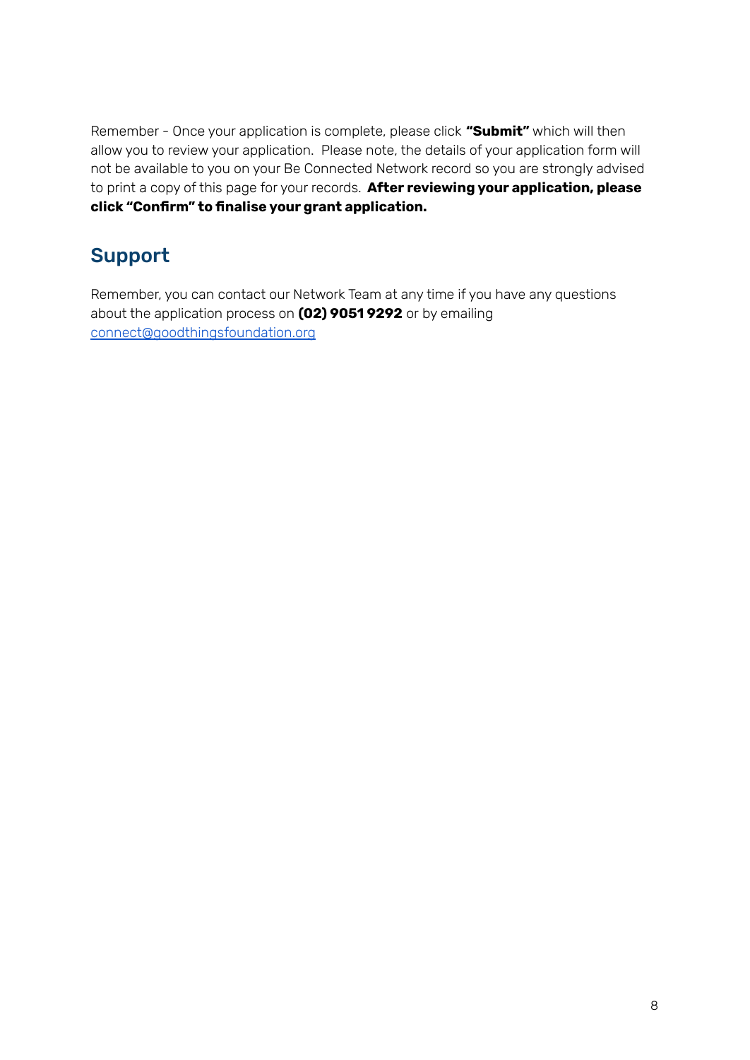Remember - Once your application is complete, please click **"Submit"** which will then allow you to review your application.  Please note, the details of your application form will not be available to you on your Be Connected Network record so you are strongly advised to print a copy of this page for your records.  **After reviewing your application, please click "Confirm" to finalise your grant application.**

## Support

Remember, you can contact our Network Team at any time if you have any questions about the application process on **(02) 9051 9292** or by emailing [connect@goodthingsfoundation.org](mailto:connect@goodthingsfoundation.org)